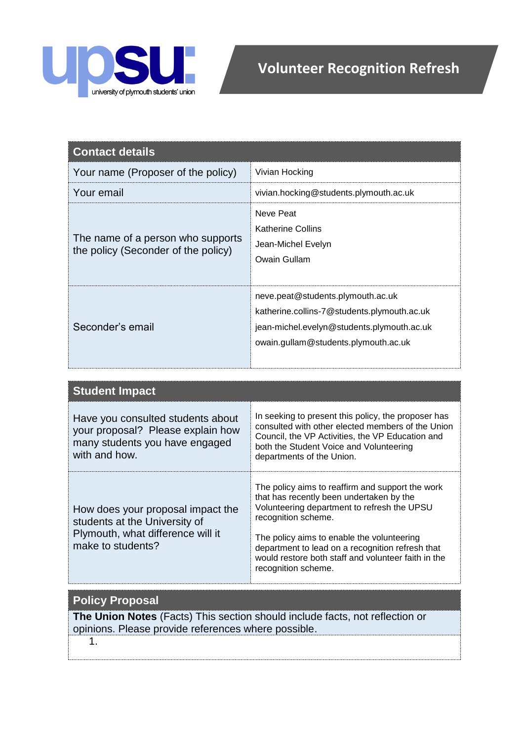upsu: university of plymouth students' union

# Volunteer Recognition Refresh

| Contact details | |
|---|---|
| Your name (Proposer of the policy) | Vivian Hocking |
| Your email | vivian.hocking@students.plymouth.ac.uk |
| The name of a person who supports the policy (Seconder of the policy) | Neve Peat<br>Katherine Collins<br>Jean-Michel Evelyn<br>Owain Gullam |
| Seconder's email | neve.peat@students.plymouth.ac.uk<br>katherine.collins-7@students.plymouth.ac.uk<br>jean-michel.evelyn@students.plymouth.ac.uk<br>owain.gullam@students.plymouth.ac.uk |

| Student Impact | |
|---|---|
| Have you consulted students about your proposal? Please explain how many students you have engaged with and how. | In seeking to present this policy, the proposer has consulted with other elected members of the Union Council, the VP Activities, the VP Education and both the Student Voice and Volunteering departments of the Union. |
| How does your proposal impact the students at the University of Plymouth, what difference will it make to students? | The policy aims to reaffirm and support the work that has recently been undertaken by the Volunteering department to refresh the UPSU recognition scheme.<br><br>The policy aims to enable the volunteering department to lead on a recognition refresh that would restore both staff and volunteer faith in the recognition scheme. |

## Policy Proposal

**The Union Notes** (Facts) This section should include facts, not reflection or opinions. Please provide references where possible.

1.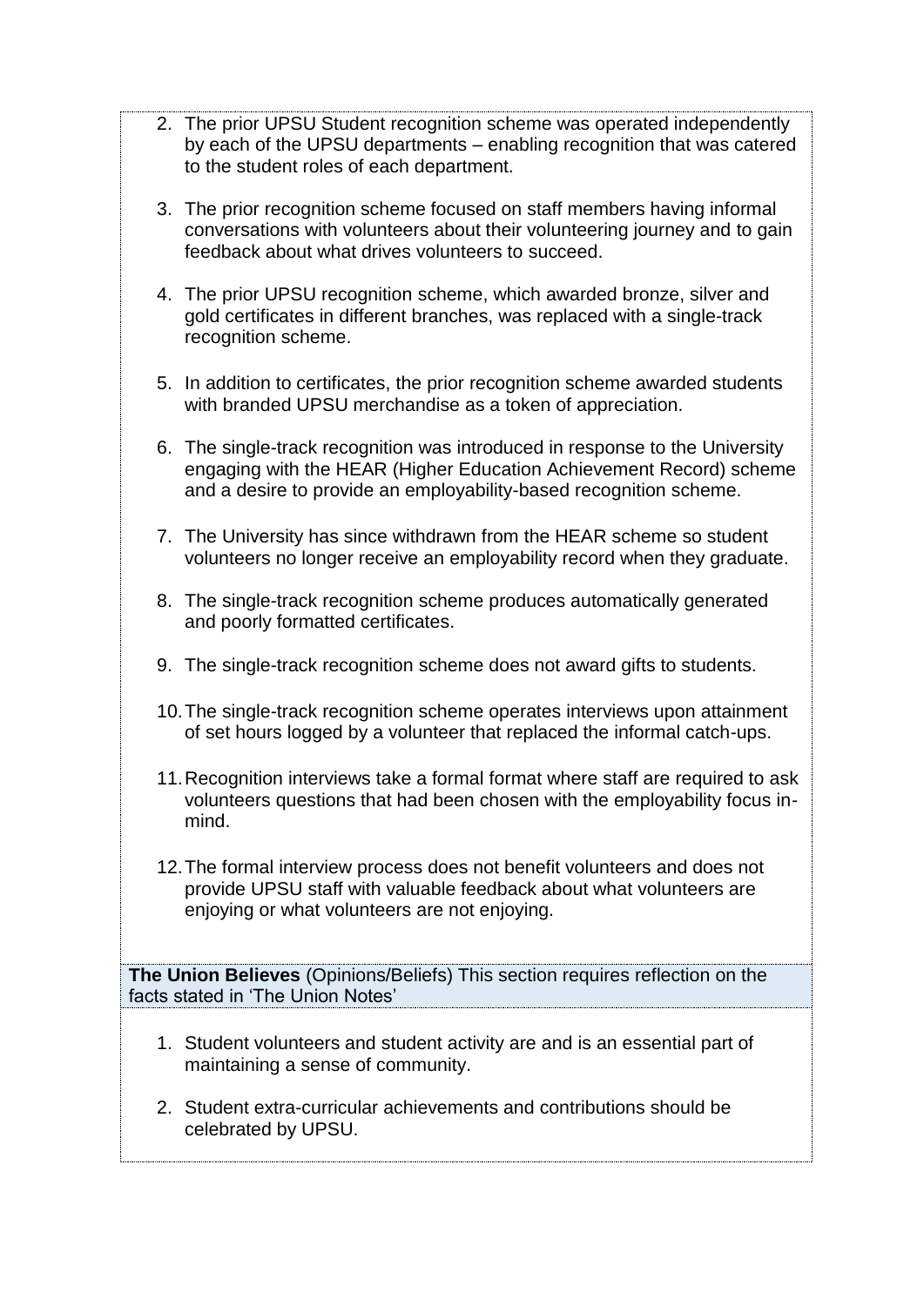2. The prior UPSU Student recognition scheme was operated independently by each of the UPSU departments – enabling recognition that was catered to the student roles of each department.

3. The prior recognition scheme focused on staff members having informal conversations with volunteers about their volunteering journey and to gain feedback about what drives volunteers to succeed.

4. The prior UPSU recognition scheme, which awarded bronze, silver and gold certificates in different branches, was replaced with a single-track recognition scheme.

5. In addition to certificates, the prior recognition scheme awarded students with branded UPSU merchandise as a token of appreciation.

6. The single-track recognition was introduced in response to the University engaging with the HEAR (Higher Education Achievement Record) scheme and a desire to provide an employability-based recognition scheme.

7. The University has since withdrawn from the HEAR scheme so student volunteers no longer receive an employability record when they graduate.

8. The single-track recognition scheme produces automatically generated and poorly formatted certificates.

9. The single-track recognition scheme does not award gifts to students.

10. The single-track recognition scheme operates interviews upon attainment of set hours logged by a volunteer that replaced the informal catch-ups.

11. Recognition interviews take a formal format where staff are required to ask volunteers questions that had been chosen with the employability focus in-mind.

12. The formal interview process does not benefit volunteers and does not provide UPSU staff with valuable feedback about what volunteers are enjoying or what volunteers are not enjoying.

**The Union Believes** (Opinions/Beliefs) This section requires reflection on the facts stated in 'The Union Notes'

1. Student volunteers and student activity are and is an essential part of maintaining a sense of community.

2. Student extra-curricular achievements and contributions should be celebrated by UPSU.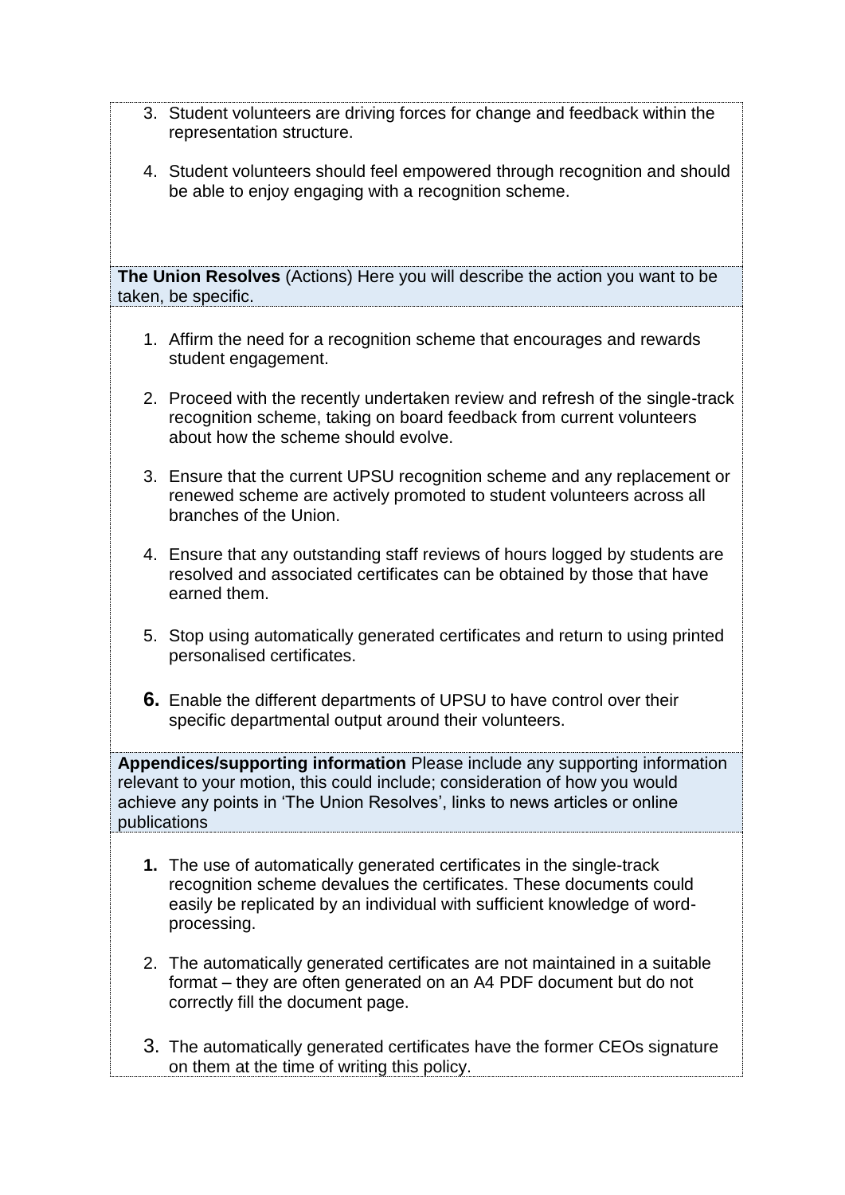3. Student volunteers are driving forces for change and feedback within the representation structure.

4. Student volunteers should feel empowered through recognition and should be able to enjoy engaging with a recognition scheme.

**The Union Resolves** (Actions) Here you will describe the action you want to be taken, be specific.

1. Affirm the need for a recognition scheme that encourages and rewards student engagement.

2. Proceed with the recently undertaken review and refresh of the single-track recognition scheme, taking on board feedback from current volunteers about how the scheme should evolve.

3. Ensure that the current UPSU recognition scheme and any replacement or renewed scheme are actively promoted to student volunteers across all branches of the Union.

4. Ensure that any outstanding staff reviews of hours logged by students are resolved and associated certificates can be obtained by those that have earned them.

5. Stop using automatically generated certificates and return to using printed personalised certificates.

6. Enable the different departments of UPSU to have control over their specific departmental output around their volunteers.

**Appendices/supporting information** Please include any supporting information relevant to your motion, this could include; consideration of how you would achieve any points in 'The Union Resolves', links to news articles or online publications

1. The use of automatically generated certificates in the single-track recognition scheme devalues the certificates. These documents could easily be replicated by an individual with sufficient knowledge of word-processing.

2. The automatically generated certificates are not maintained in a suitable format – they are often generated on an A4 PDF document but do not correctly fill the document page.

3. The automatically generated certificates have the former CEOs signature on them at the time of writing this policy.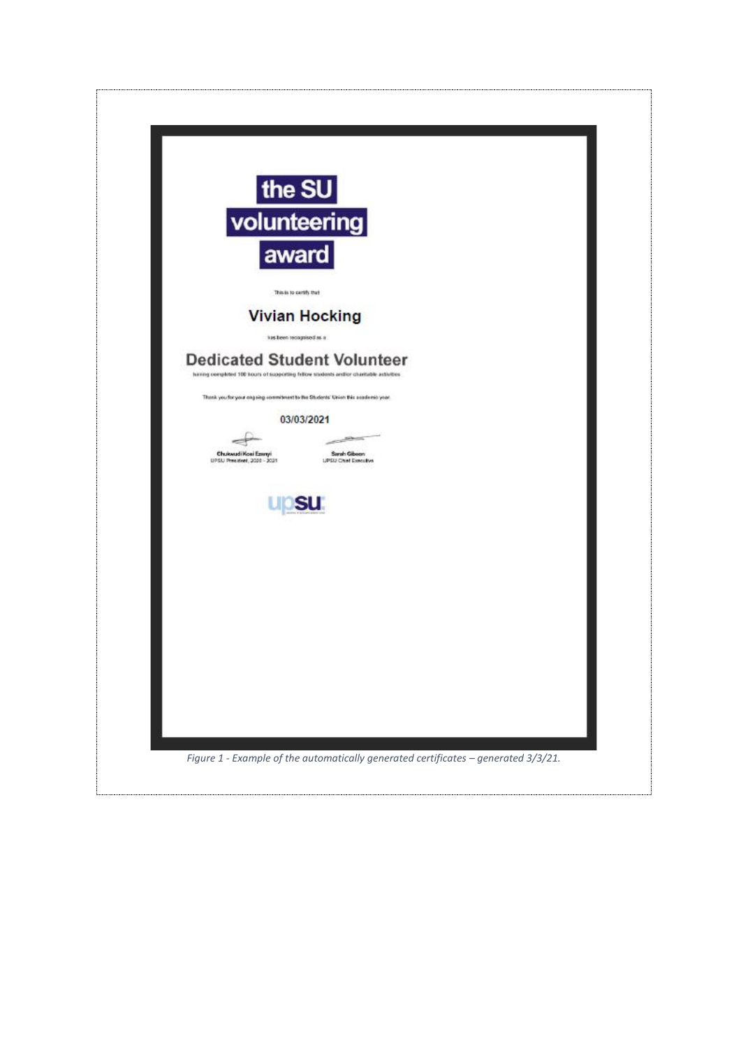# the SU volunteering award

This is to certify that

## Vivian Hocking

has been recognised as a

## Dedicated Student Volunteer

having completed 100 hours of supporting fellow students and/or charitable activities

Thank you for your ongoing commitment to the Students' Union this academic year.

03/03/2021

Chukwudi Kosi Ezenyi
UPSU President, 2020 - 2021

Sarah Gibson
UPSU Chief Executive

upsu

*Figure 1 - Example of the automatically generated certificates – generated 3/3/21.*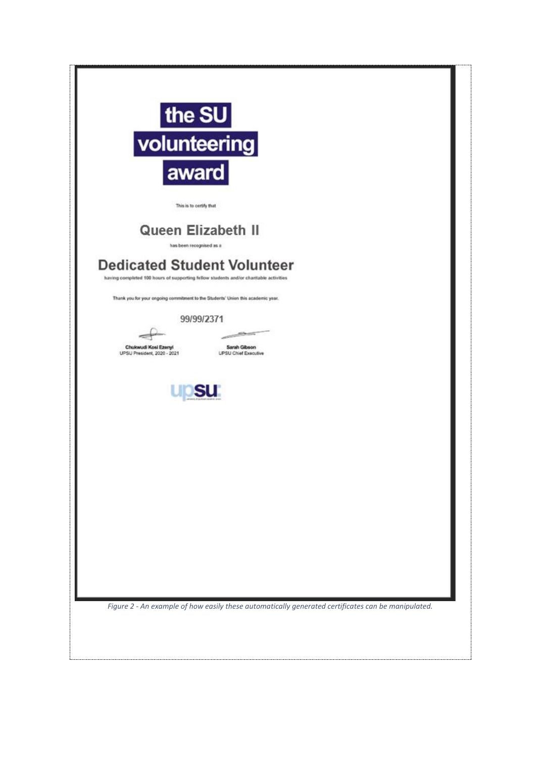the SU
volunteering
award

This is to certify that

**Queen Elizabeth II**

has been recognised as a

**Dedicated Student Volunteer**

having completed 100 hours of supporting fellow students and/or charitable activities

Thank you for your ongoing commitment to the Students' Union this academic year.

99/99/2371

Chukwudi Kosi Ezenyi
UPSU President, 2020 - 2021

Sarah Gibson
UPSU Chief Executive

upsu

*Figure 2 - An example of how easily these automatically generated certificates can be manipulated.*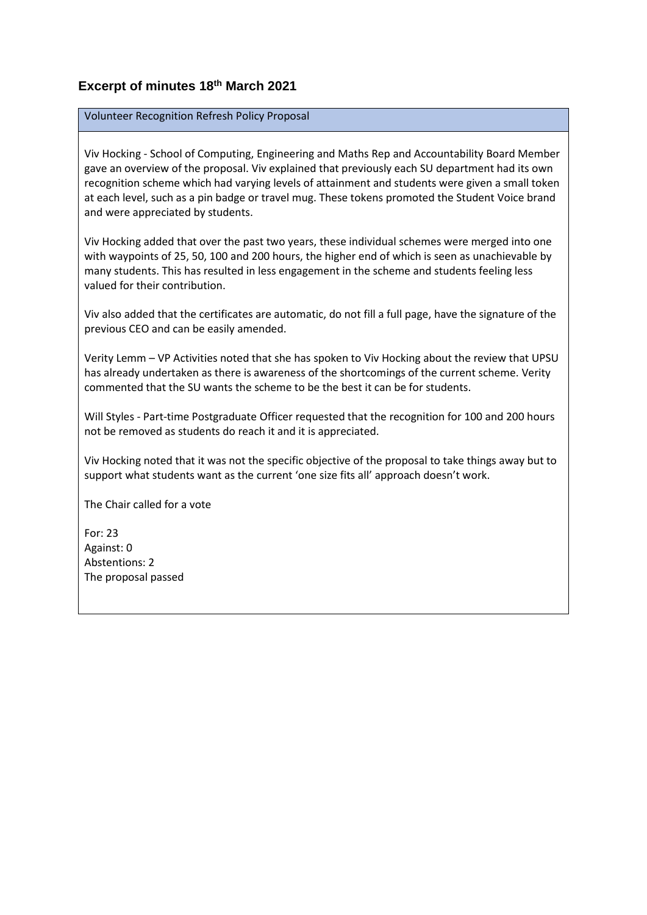## Excerpt of minutes 18th March 2021

**Volunteer Recognition Refresh Policy Proposal**

Viv Hocking - School of Computing, Engineering and Maths Rep and Accountability Board Member gave an overview of the proposal. Viv explained that previously each SU department had its own recognition scheme which had varying levels of attainment and students were given a small token at each level, such as a pin badge or travel mug. These tokens promoted the Student Voice brand and were appreciated by students.

Viv Hocking added that over the past two years, these individual schemes were merged into one with waypoints of 25, 50, 100 and 200 hours, the higher end of which is seen as unachievable by many students. This has resulted in less engagement in the scheme and students feeling less valued for their contribution.

Viv also added that the certificates are automatic, do not fill a full page, have the signature of the previous CEO and can be easily amended.

Verity Lemm – VP Activities noted that she has spoken to Viv Hocking about the review that UPSU has already undertaken as there is awareness of the shortcomings of the current scheme. Verity commented that the SU wants the scheme to be the best it can be for students.

Will Styles - Part-time Postgraduate Officer requested that the recognition for 100 and 200 hours not be removed as students do reach it and it is appreciated.

Viv Hocking noted that it was not the specific objective of the proposal to take things away but to support what students want as the current 'one size fits all' approach doesn't work.

The Chair called for a vote

For: 23
Against: 0
Abstentions: 2
The proposal passed